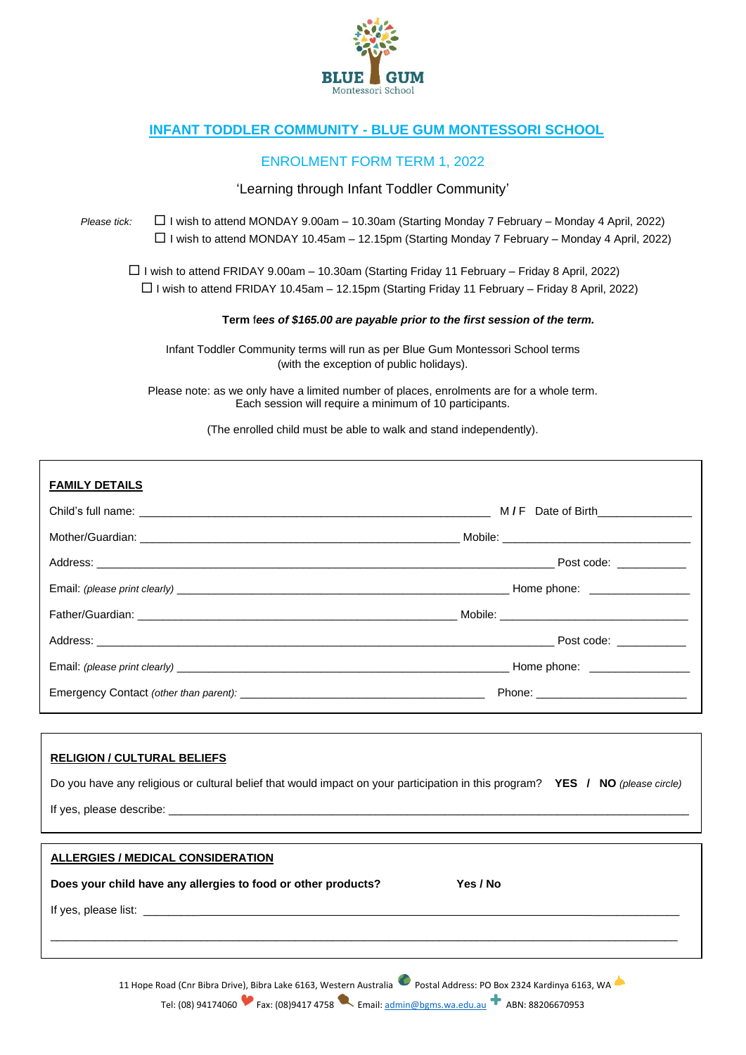BLUE GUM
Montessori School

# INFANT TODDLER COMMUNITY - BLUE GUM MONTESSORI SCHOOL

## ENROLMENT FORM TERM 1, 2022

'Learning through Infant Toddler Community'

*Please tick:*

☐ I wish to attend MONDAY 9.00am – 10.30am (Starting Monday 7 February – Monday 4 April, 2022)
☐ I wish to attend MONDAY 10.45am – 12.15pm (Starting Monday 7 February – Monday 4 April, 2022)

☐ I wish to attend FRIDAY 9.00am – 10.30am (Starting Friday 11 February – Friday 8 April, 2022)
☐ I wish to attend FRIDAY 10.45am – 12.15pm (Starting Friday 11 February – Friday 8 April, 2022)

**Term f*ees of $165.00 are payable prior to the first session of the term.***

Infant Toddler Community terms will run as per Blue Gum Montessori School terms (with the exception of public holidays).

Please note: as we only have a limited number of places, enrolments are for a whole term. Each session will require a minimum of 10 participants.

(The enrolled child must be able to walk and stand independently).

**FAMILY DETAILS**

Child's full name: ________________________________________ M / F Date of Birth______________

Mother/Guardian: ________________________________________ Mobile: ______________________

Address: ______________________________________________________ Post code: __________

Email: *(please print clearly)* ______________________________________ Home phone: ______________

Father/Guardian: ________________________________________ Mobile: ______________________

Address: ______________________________________________________ Post code: __________

Email: *(please print clearly)* ______________________________________ Home phone: ______________

Emergency Contact *(other than parent):* ______________________________ Phone: ____________________

**RELIGION / CULTURAL BELIEFS**

Do you have any religious or cultural belief that would impact on your participation in this program? **YES / NO** *(please circle)*

If yes, please describe: ______________________________________________________________________

**ALLERGIES / MEDICAL CONSIDERATION**

**Does your child have any allergies to food or other products? Yes / No**

If yes, please list: ____________________________________________________________________________

______________________________________________________________________________________________

11 Hope Road (Cnr Bibra Drive), Bibra Lake 6163, Western Australia Postal Address: PO Box 2324 Kardinya 6163, WA
Tel: (08) 94174060 Fax: (08)9417 4758 Email: admin@bgms.wa.edu.au ABN: 88206670953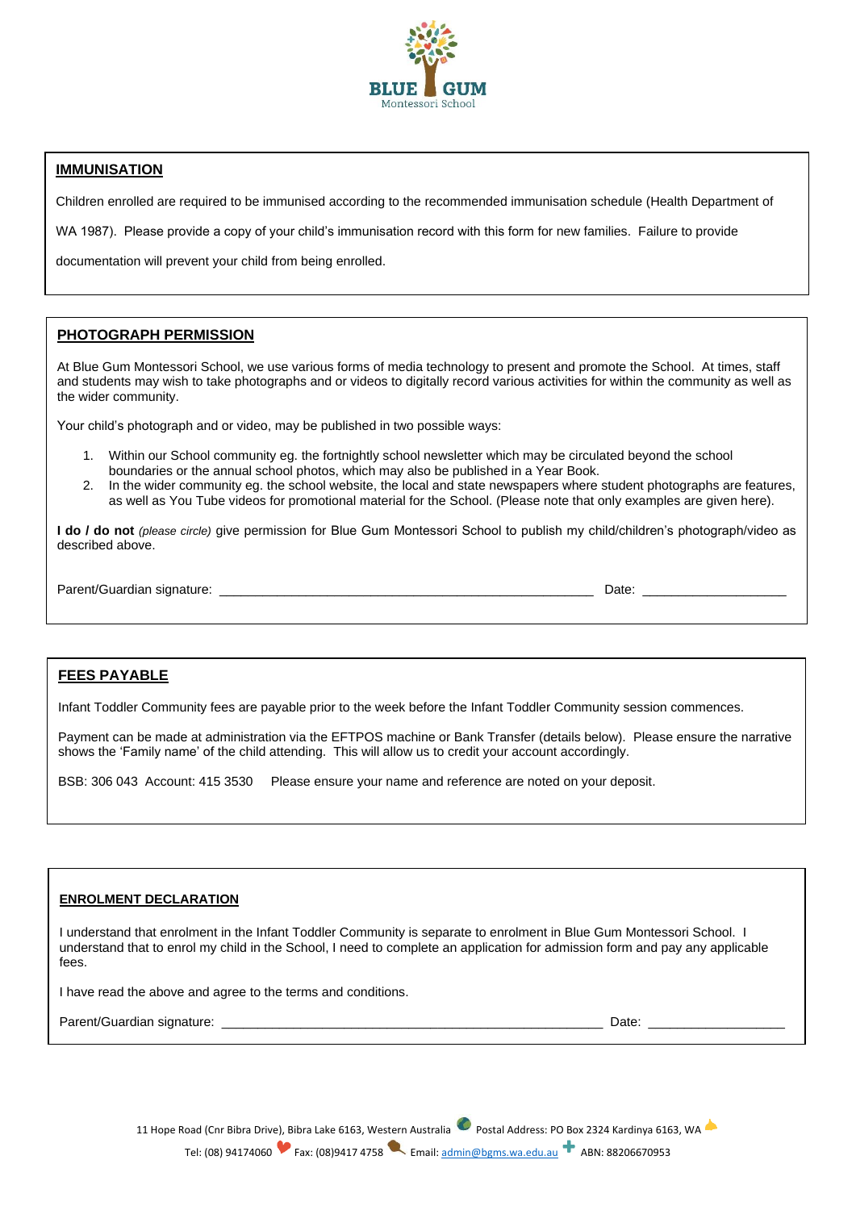BLUE GUM
Montessori School

## IMMUNISATION

Children enrolled are required to be immunised according to the recommended immunisation schedule (Health Department of WA 1987). Please provide a copy of your child's immunisation record with this form for new families. Failure to provide documentation will prevent your child from being enrolled.

## PHOTOGRAPH PERMISSION

At Blue Gum Montessori School, we use various forms of media technology to present and promote the School. At times, staff and students may wish to take photographs and or videos to digitally record various activities for within the community as well as the wider community.

Your child's photograph and or video, may be published in two possible ways:

1. Within our School community eg. the fortnightly school newsletter which may be circulated beyond the school boundaries or the annual school photos, which may also be published in a Year Book.
2. In the wider community eg. the school website, the local and state newspapers where student photographs are features, as well as You Tube videos for promotional material for the School. (Please note that only examples are given here).

**I do / do not** *(please circle)* give permission for Blue Gum Montessori School to publish my child/children's photograph/video as described above.

Parent/Guardian signature: ____________________________________________________ Date: ___________________

## FEES PAYABLE

Infant Toddler Community fees are payable prior to the week before the Infant Toddler Community session commences.

Payment can be made at administration via the EFTPOS machine or Bank Transfer (details below). Please ensure the narrative shows the 'Family name' of the child attending. This will allow us to credit your account accordingly.

BSB: 306 043 Account: 415 3530 Please ensure your name and reference are noted on your deposit.

## ENROLMENT DECLARATION

I understand that enrolment in the Infant Toddler Community is separate to enrolment in Blue Gum Montessori School. I understand that to enrol my child in the School, I need to complete an application for admission form and pay any applicable fees.

I have read the above and agree to the terms and conditions.

Parent/Guardian signature: ____________________________________________________ Date: ___________________

11 Hope Road (Cnr Bibra Drive), Bibra Lake 6163, Western Australia Postal Address: PO Box 2324 Kardinya 6163, WA

Tel: (08) 94174060 Fax: (08)9417 4758 Email: admin@bgms.wa.edu.au ABN: 88206670953